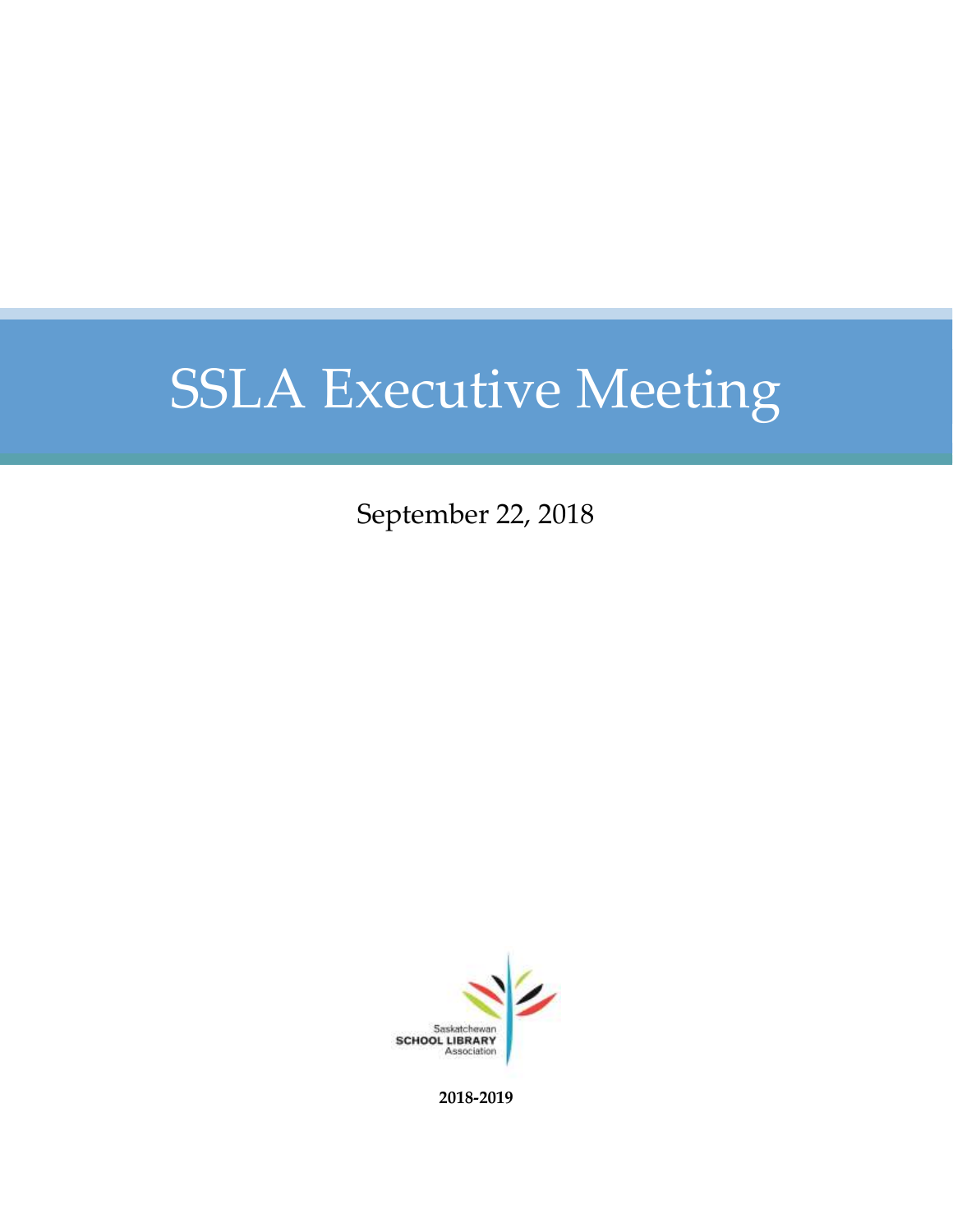# SSLA Executive Meeting

September 22, 2018

Saskatchewan
SCHOOL LIBRARY
Association

**2018-2019**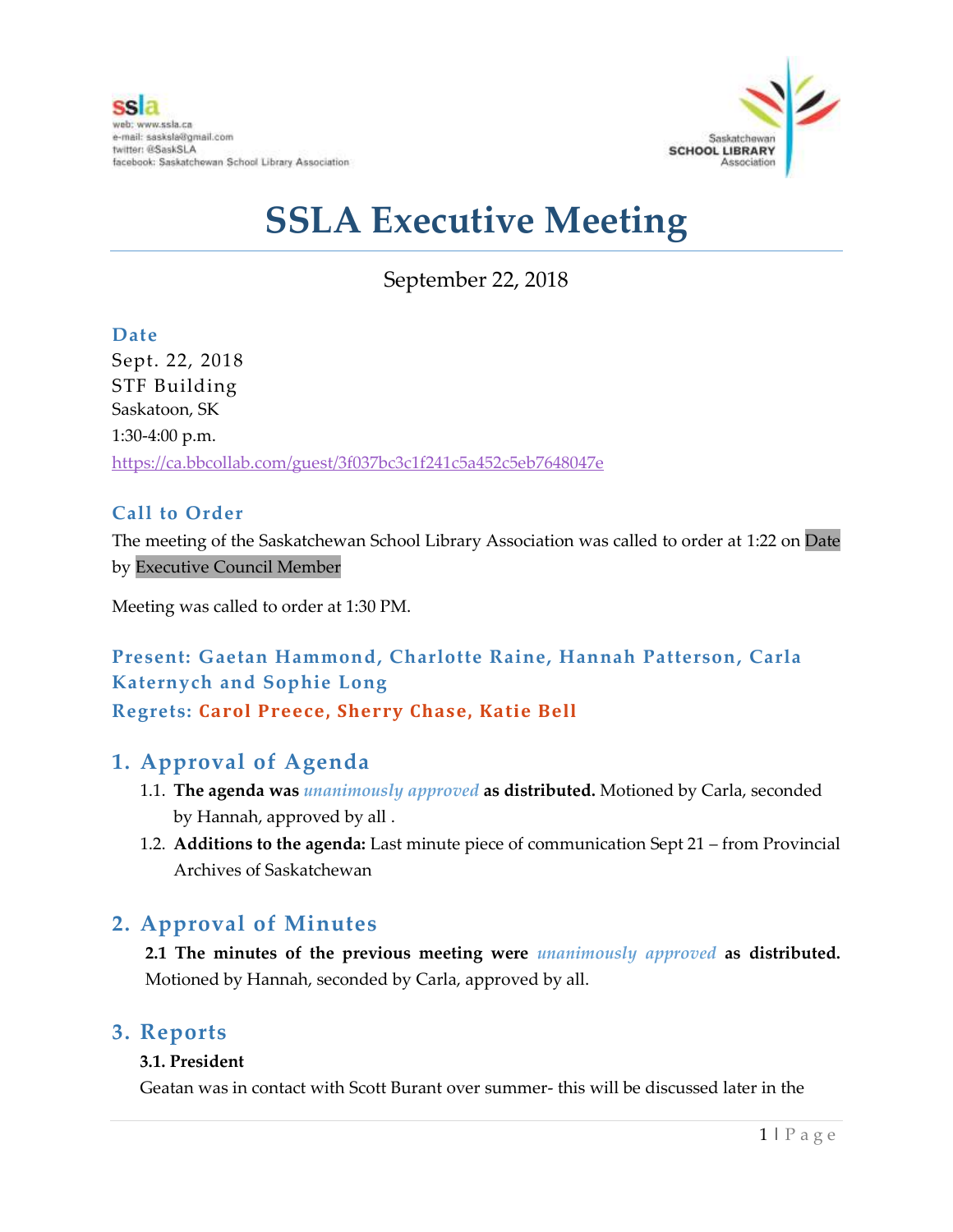ssla
web: www.ssla.ca
e-mail: sasksla@gmail.com
twitter: @SaskSLA
facebook: Saskatchewan School Library Association

Saskatchewan SCHOOL LIBRARY Association

# SSLA Executive Meeting

September 22, 2018

### Date

Sept. 22, 2018
STF Building
Saskatoon, SK
1:30-4:00 p.m.
https://ca.bbcollab.com/guest/3f037bc3c1f241c5a452c5eb7648047e

### Call to Order

The meeting of the Saskatchewan School Library Association was called to order at 1:22 on Date by Executive Council Member

Meeting was called to order at 1:30 PM.

### Present: Gaetan Hammond, Charlotte Raine, Hannah Patterson, Carla Katernych and Sophie Long

### Regrets: Carol Preece, Sherry Chase, Katie Bell

## 1. Approval of Agenda

1.1. **The agenda was** ***unanimously approved*** **as distributed.** Motioned by Carla, seconded by Hannah, approved by all .

1.2. **Additions to the agenda:** Last minute piece of communication Sept 21 – from Provincial Archives of Saskatchewan

## 2. Approval of Minutes

**2.1 The minutes of the previous meeting were** ***unanimously approved*** **as distributed.** Motioned by Hannah, seconded by Carla, approved by all.

## 3. Reports

**3.1. President**

Geatan was in contact with Scott Burant over summer- this will be discussed later in the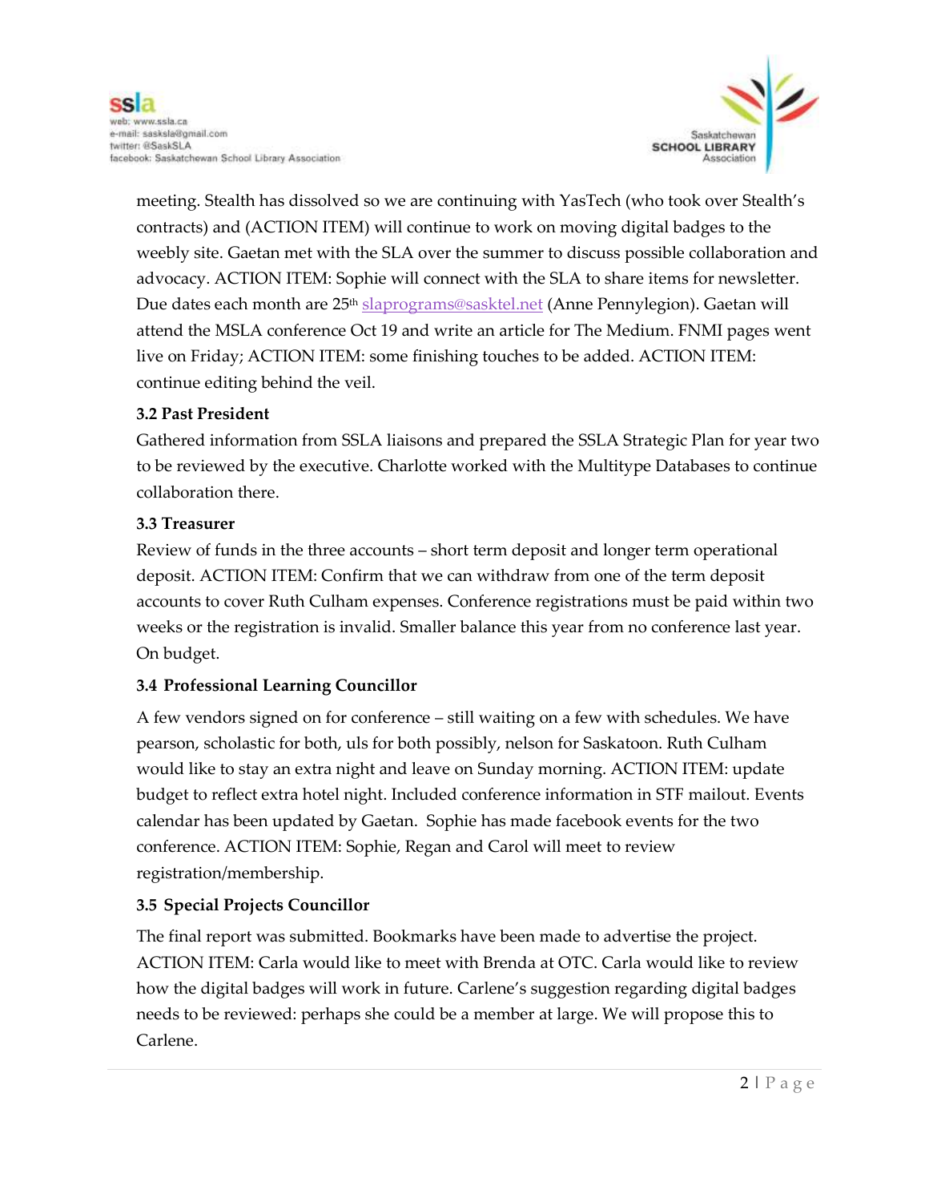meeting. Stealth has dissolved so we are continuing with YasTech (who took over Stealth's contracts) and (ACTION ITEM) will continue to work on moving digital badges to the weebly site. Gaetan met with the SLA over the summer to discuss possible collaboration and advocacy. ACTION ITEM: Sophie will connect with the SLA to share items for newsletter. Due dates each month are 25th slaprograms@sasktel.net (Anne Pennylegion). Gaetan will attend the MSLA conference Oct 19 and write an article for The Medium. FNMI pages went live on Friday; ACTION ITEM: some finishing touches to be added. ACTION ITEM: continue editing behind the veil.

**3.2 Past President**

Gathered information from SSLA liaisons and prepared the SSLA Strategic Plan for year two to be reviewed by the executive. Charlotte worked with the Multitype Databases to continue collaboration there.

**3.3 Treasurer**

Review of funds in the three accounts – short term deposit and longer term operational deposit. ACTION ITEM: Confirm that we can withdraw from one of the term deposit accounts to cover Ruth Culham expenses. Conference registrations must be paid within two weeks or the registration is invalid. Smaller balance this year from no conference last year. On budget.

**3.4 Professional Learning Councillor**

A few vendors signed on for conference – still waiting on a few with schedules. We have pearson, scholastic for both, uls for both possibly, nelson for Saskatoon. Ruth Culham would like to stay an extra night and leave on Sunday morning. ACTION ITEM: update budget to reflect extra hotel night. Included conference information in STF mailout. Events calendar has been updated by Gaetan. Sophie has made facebook events for the two conference. ACTION ITEM: Sophie, Regan and Carol will meet to review registration/membership.

**3.5 Special Projects Councillor**

The final report was submitted. Bookmarks have been made to advertise the project. ACTION ITEM: Carla would like to meet with Brenda at OTC. Carla would like to review how the digital badges will work in future. Carlene's suggestion regarding digital badges needs to be reviewed: perhaps she could be a member at large. We will propose this to Carlene.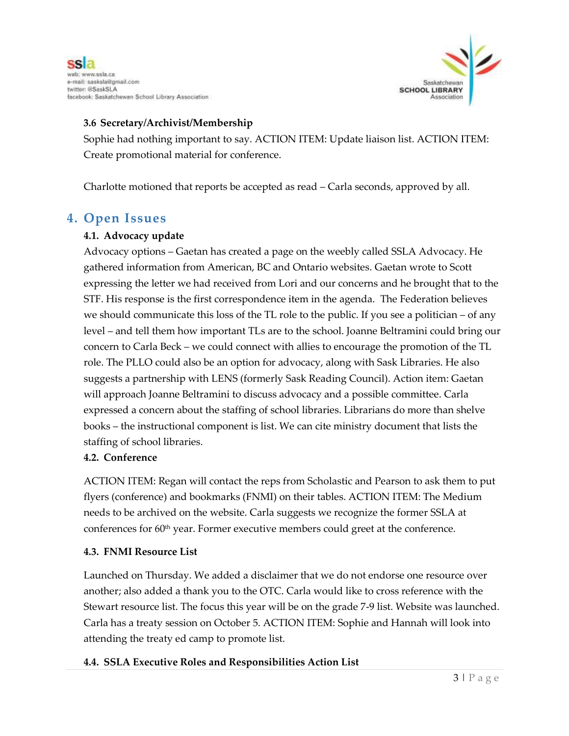### 3.6 Secretary/Archivist/Membership

Sophie had nothing important to say. ACTION ITEM: Update liaison list. ACTION ITEM: Create promotional material for conference.

Charlotte motioned that reports be accepted as read – Carla seconds, approved by all.

## 4. Open Issues

### 4.1. Advocacy update

Advocacy options – Gaetan has created a page on the weebly called SSLA Advocacy. He gathered information from American, BC and Ontario websites. Gaetan wrote to Scott expressing the letter we had received from Lori and our concerns and he brought that to the STF. His response is the first correspondence item in the agenda. The Federation believes we should communicate this loss of the TL role to the public. If you see a politician – of any level – and tell them how important TLs are to the school. Joanne Beltramini could bring our concern to Carla Beck – we could connect with allies to encourage the promotion of the TL role. The PLLO could also be an option for advocacy, along with Sask Libraries. He also suggests a partnership with LENS (formerly Sask Reading Council). Action item: Gaetan will approach Joanne Beltramini to discuss advocacy and a possible committee. Carla expressed a concern about the staffing of school libraries. Librarians do more than shelve books – the instructional component is list. We can cite ministry document that lists the staffing of school libraries.

### 4.2. Conference

ACTION ITEM: Regan will contact the reps from Scholastic and Pearson to ask them to put flyers (conference) and bookmarks (FNMI) on their tables. ACTION ITEM: The Medium needs to be archived on the website. Carla suggests we recognize the former SSLA at conferences for 60th year. Former executive members could greet at the conference.

### 4.3. FNMI Resource List

Launched on Thursday. We added a disclaimer that we do not endorse one resource over another; also added a thank you to the OTC. Carla would like to cross reference with the Stewart resource list. The focus this year will be on the grade 7-9 list. Website was launched. Carla has a treaty session on October 5. ACTION ITEM: Sophie and Hannah will look into attending the treaty ed camp to promote list.

### 4.4. SSLA Executive Roles and Responsibilities Action List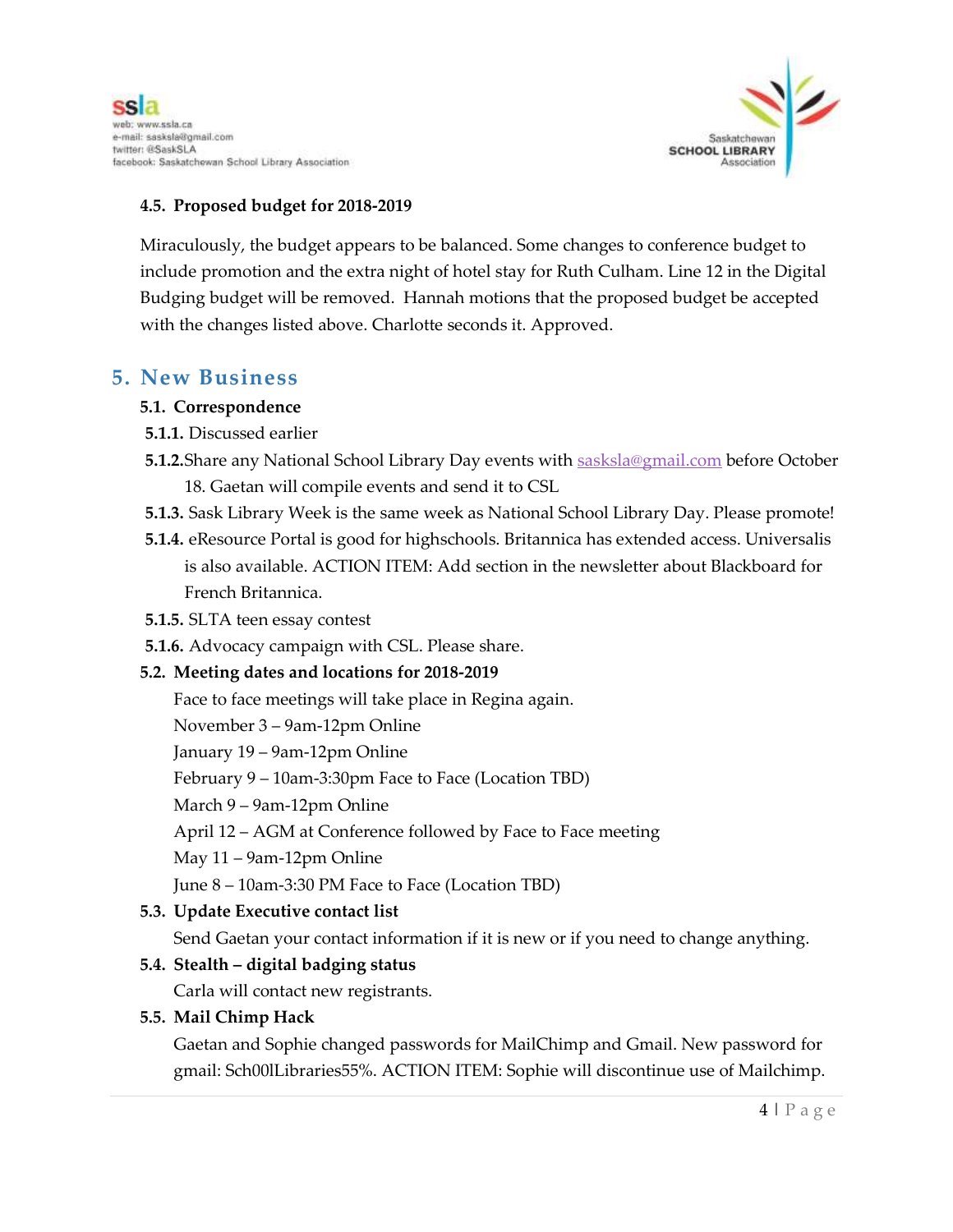### 4.5. Proposed budget for 2018-2019

Miraculously, the budget appears to be balanced. Some changes to conference budget to include promotion and the extra night of hotel stay for Ruth Culham. Line 12 in the Digital Budging budget will be removed. Hannah motions that the proposed budget be accepted with the changes listed above. Charlotte seconds it. Approved.

## 5. New Business

### 5.1. Correspondence

**5.1.1.** Discussed earlier

**5.1.2.** Share any National School Library Day events with [sasksla@gmail.com](mailto:sasksla@gmail.com) before October 18. Gaetan will compile events and send it to CSL

**5.1.3.** Sask Library Week is the same week as National School Library Day. Please promote!

**5.1.4.** eResource Portal is good for highschools. Britannica has extended access. Universalis is also available. ACTION ITEM: Add section in the newsletter about Blackboard for French Britannica.

**5.1.5.** SLTA teen essay contest

**5.1.6.** Advocacy campaign with CSL. Please share.

### 5.2. Meeting dates and locations for 2018-2019

Face to face meetings will take place in Regina again.

November 3 – 9am-12pm Online

January 19 – 9am-12pm Online

February 9 – 10am-3:30pm Face to Face (Location TBD)

March 9 – 9am-12pm Online

April 12 – AGM at Conference followed by Face to Face meeting

May 11 – 9am-12pm Online

June 8 – 10am-3:30 PM Face to Face (Location TBD)

### 5.3. Update Executive contact list

Send Gaetan your contact information if it is new or if you need to change anything.

### 5.4. Stealth – digital badging status

Carla will contact new registrants.

### 5.5. Mail Chimp Hack

Gaetan and Sophie changed passwords for MailChimp and Gmail. New password for gmail: Sch00lLibraries55%. ACTION ITEM: Sophie will discontinue use of Mailchimp.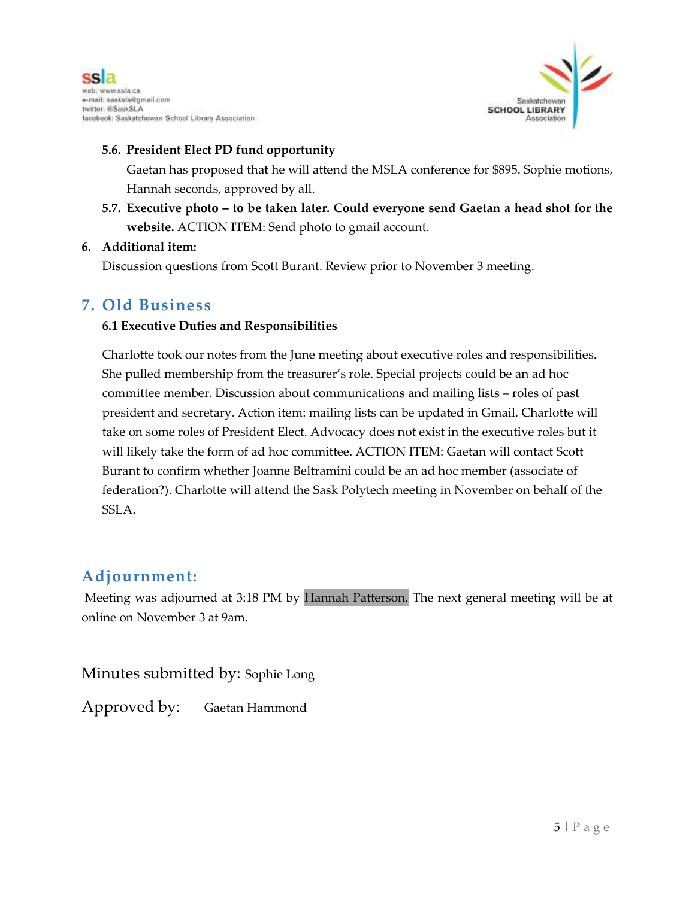**5.6. President Elect PD fund opportunity**

Gaetan has proposed that he will attend the MSLA conference for $895. Sophie motions, Hannah seconds, approved by all.

**5.7. Executive photo – to be taken later. Could everyone send Gaetan a head shot for the website.** ACTION ITEM: Send photo to gmail account.

**6. Additional item:**

Discussion questions from Scott Burant. Review prior to November 3 meeting.

## 7. Old Business

**6.1 Executive Duties and Responsibilities**

Charlotte took our notes from the June meeting about executive roles and responsibilities. She pulled membership from the treasurer's role. Special projects could be an ad hoc committee member. Discussion about communications and mailing lists – roles of past president and secretary. Action item: mailing lists can be updated in Gmail. Charlotte will take on some roles of President Elect. Advocacy does not exist in the executive roles but it will likely take the form of ad hoc committee. ACTION ITEM: Gaetan will contact Scott Burant to confirm whether Joanne Beltramini could be an ad hoc member (associate of federation?). Charlotte will attend the Sask Polytech meeting in November on behalf of the SSLA.

## Adjournment:

Meeting was adjourned at 3:18 PM by Hannah Patterson. The next general meeting will be at online on November 3 at 9am.

Minutes submitted by: Sophie Long

Approved by: Gaetan Hammond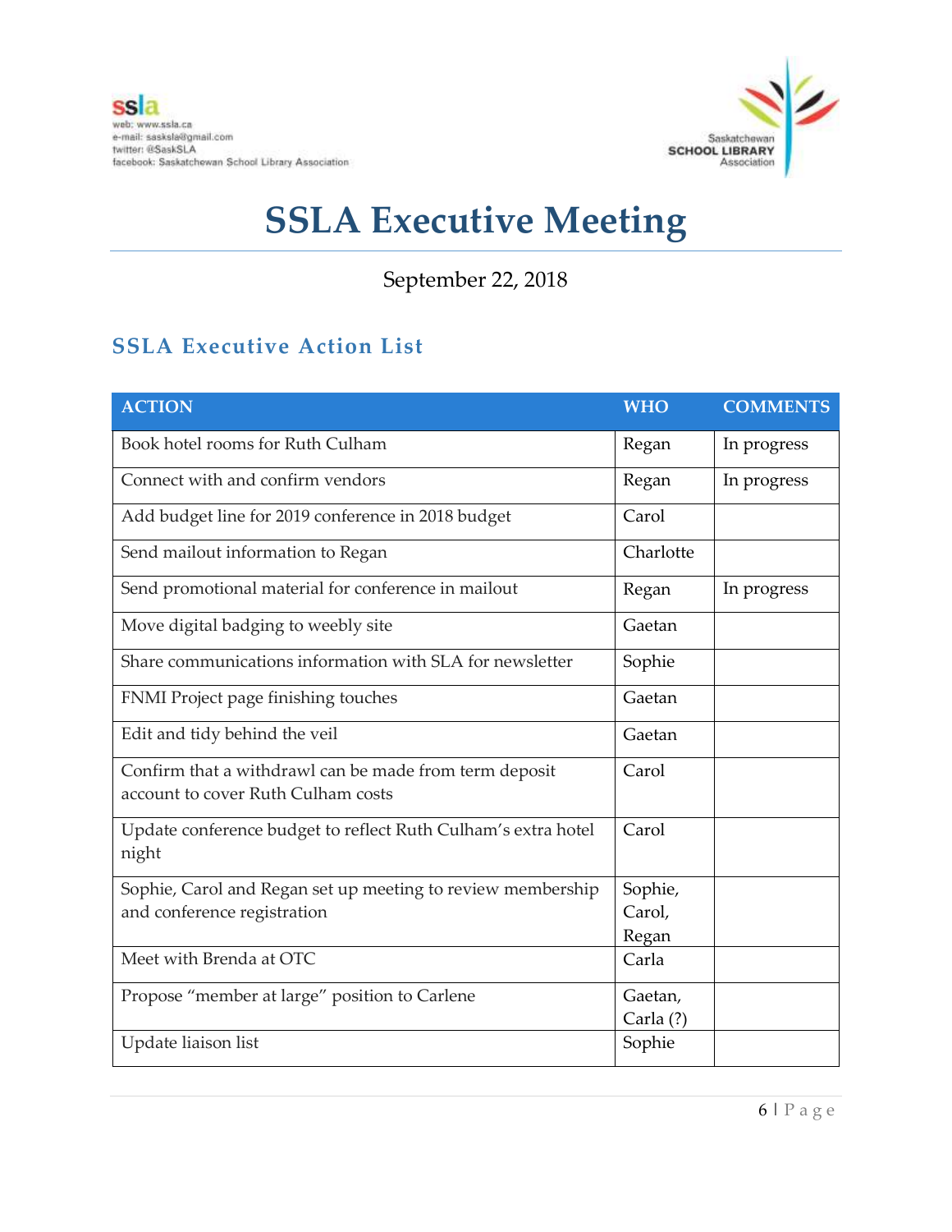ssla
web: www.ssla.ca
e-mail: sasksla@gmail.com
twitter: @SaskSLA
facebook: Saskatchewan School Library Association

Saskatchewan SCHOOL LIBRARY Association

# SSLA Executive Meeting

September 22, 2018

## SSLA Executive Action List

| ACTION | WHO | COMMENTS |
|---|---|---|
| Book hotel rooms for Ruth Culham | Regan | In progress |
| Connect with and confirm vendors | Regan | In progress |
| Add budget line for 2019 conference in 2018 budget | Carol | |
| Send mailout information to Regan | Charlotte | |
| Send promotional material for conference in mailout | Regan | In progress |
| Move digital badging to weebly site | Gaetan | |
| Share communications information with SLA for newsletter | Sophie | |
| FNMI Project page finishing touches | Gaetan | |
| Edit and tidy behind the veil | Gaetan | |
| Confirm that a withdrawl can be made from term deposit account to cover Ruth Culham costs | Carol | |
| Update conference budget to reflect Ruth Culham's extra hotel night | Carol | |
| Sophie, Carol and Regan set up meeting to review membership and conference registration | Sophie, Carol, Regan | |
| Meet with Brenda at OTC | Carla | |
| Propose "member at large" position to Carlene | Gaetan, Carla (?) | |
| Update liaison list | Sophie | |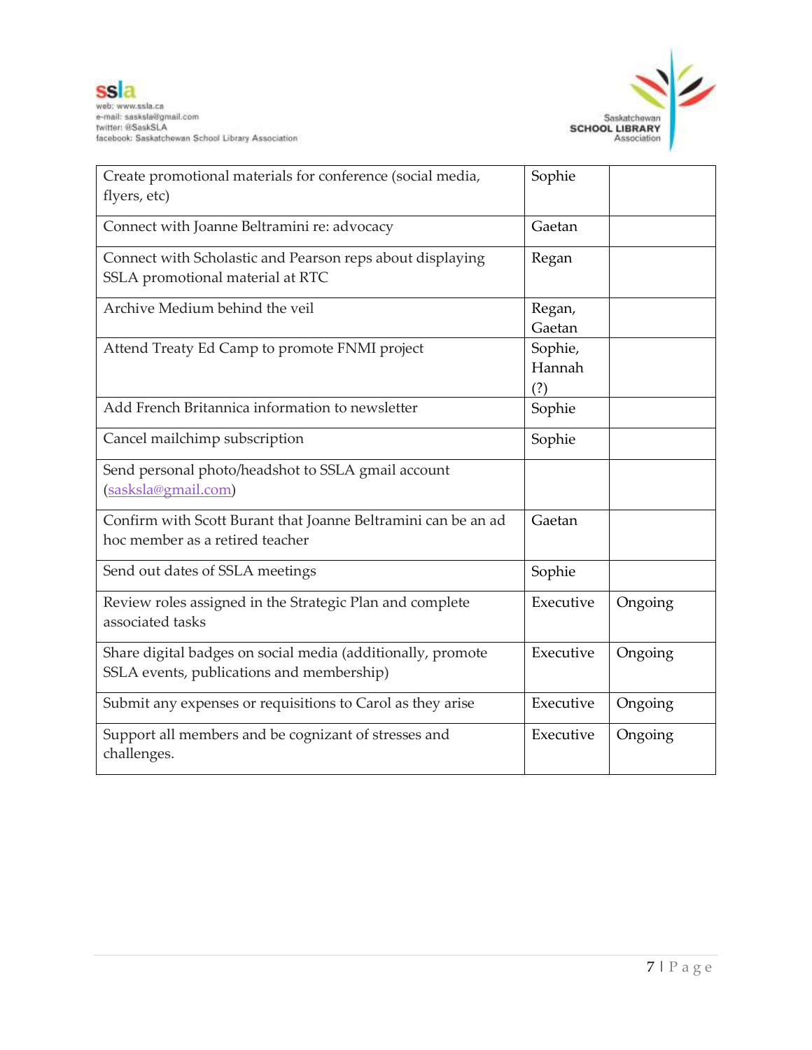| | | |
|---|---|---|
| Create promotional materials for conference (social media, flyers, etc) | Sophie | |
| Connect with Joanne Beltramini re: advocacy | Gaetan | |
| Connect with Scholastic and Pearson reps about displaying SSLA promotional material at RTC | Regan | |
| Archive Medium behind the veil | Regan, Gaetan | |
| Attend Treaty Ed Camp to promote FNMI project | Sophie, Hannah (?) | |
| Add French Britannica information to newsletter | Sophie | |
| Cancel mailchimp subscription | Sophie | |
| Send personal photo/headshot to SSLA gmail account (sasksla@gmail.com) | | |
| Confirm with Scott Burant that Joanne Beltramini can be an ad hoc member as a retired teacher | Gaetan | |
| Send out dates of SSLA meetings | Sophie | |
| Review roles assigned in the Strategic Plan and complete associated tasks | Executive | Ongoing |
| Share digital badges on social media (additionally, promote SSLA events, publications and membership) | Executive | Ongoing |
| Submit any expenses or requisitions to Carol as they arise | Executive | Ongoing |
| Support all members and be cognizant of stresses and challenges. | Executive | Ongoing |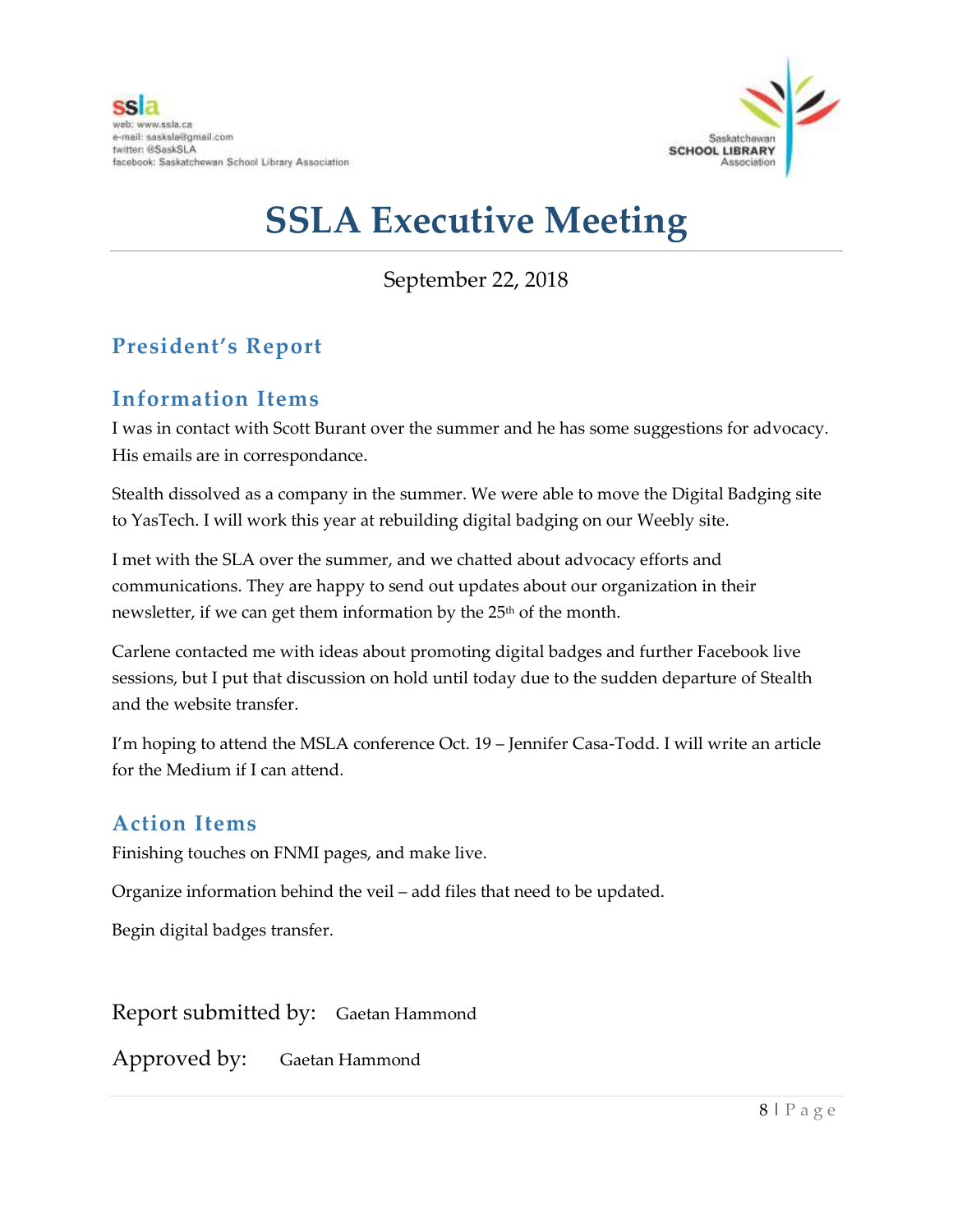ssla
web: www.ssla.ca
e-mail: sasksla@gmail.com
twitter: @SaskSLA
facebook: Saskatchewan School Library Association

Saskatchewan SCHOOL LIBRARY Association

# SSLA Executive Meeting

September 22, 2018

## President's Report

## Information Items

I was in contact with Scott Burant over the summer and he has some suggestions for advocacy. His emails are in correspondance.

Stealth dissolved as a company in the summer. We were able to move the Digital Badging site to YasTech. I will work this year at rebuilding digital badging on our Weebly site.

I met with the SLA over the summer, and we chatted about advocacy efforts and communications. They are happy to send out updates about our organization in their newsletter, if we can get them information by the 25th of the month.

Carlene contacted me with ideas about promoting digital badges and further Facebook live sessions, but I put that discussion on hold until today due to the sudden departure of Stealth and the website transfer.

I'm hoping to attend the MSLA conference Oct. 19 – Jennifer Casa-Todd. I will write an article for the Medium if I can attend.

## Action Items

Finishing touches on FNMI pages, and make live.

Organize information behind the veil – add files that need to be updated.

Begin digital badges transfer.

Report submitted by: Gaetan Hammond

Approved by: Gaetan Hammond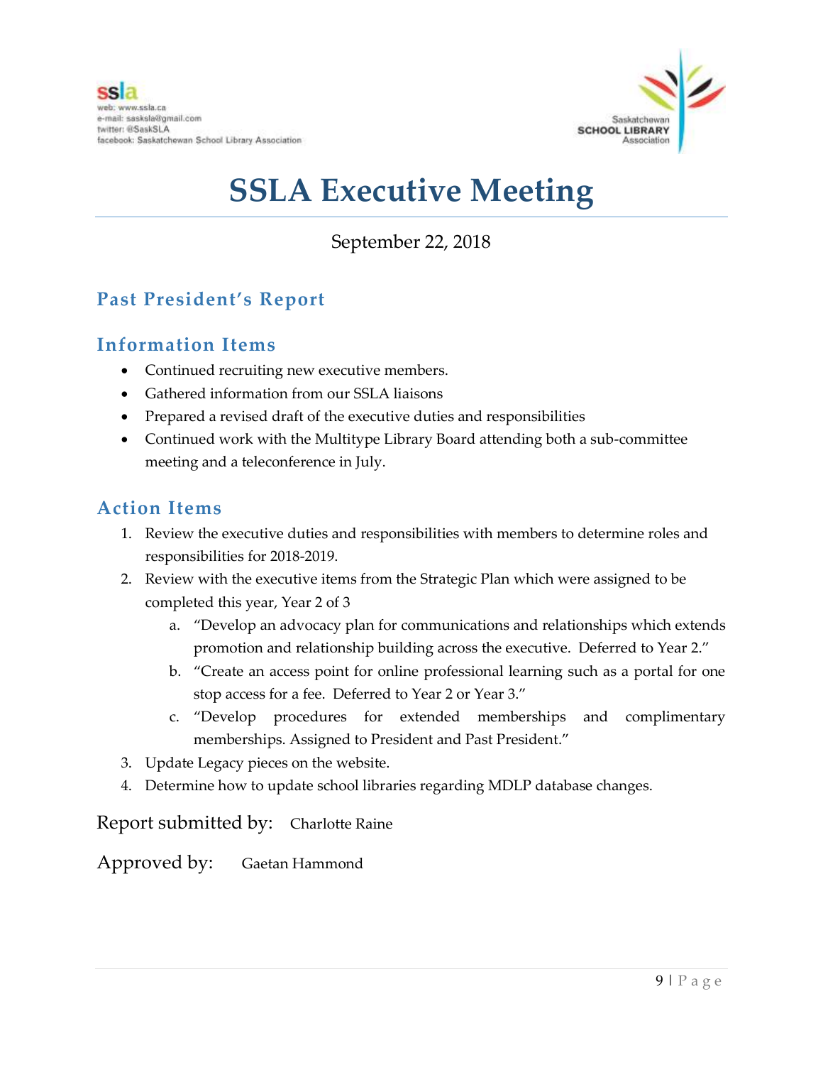ssla
web: www.ssla.ca
e-mail: sasksla@gmail.com
twitter: @SaskSLA
facebook: Saskatchewan School Library Association

Saskatchewan SCHOOL LIBRARY Association

# SSLA Executive Meeting

September 22, 2018

## Past President's Report

## Information Items

- Continued recruiting new executive members.
- Gathered information from our SSLA liaisons
- Prepared a revised draft of the executive duties and responsibilities
- Continued work with the Multitype Library Board attending both a sub-committee meeting and a teleconference in July.

## Action Items

1. Review the executive duties and responsibilities with members to determine roles and responsibilities for 2018-2019.
2. Review with the executive items from the Strategic Plan which were assigned to be completed this year, Year 2 of 3
   a. "Develop an advocacy plan for communications and relationships which extends promotion and relationship building across the executive. Deferred to Year 2."
   b. "Create an access point for online professional learning such as a portal for one stop access for a fee. Deferred to Year 2 or Year 3."
   c. "Develop procedures for extended memberships and complimentary memberships. Assigned to President and Past President."
3. Update Legacy pieces on the website.
4. Determine how to update school libraries regarding MDLP database changes.

Report submitted by: Charlotte Raine

Approved by: Gaetan Hammond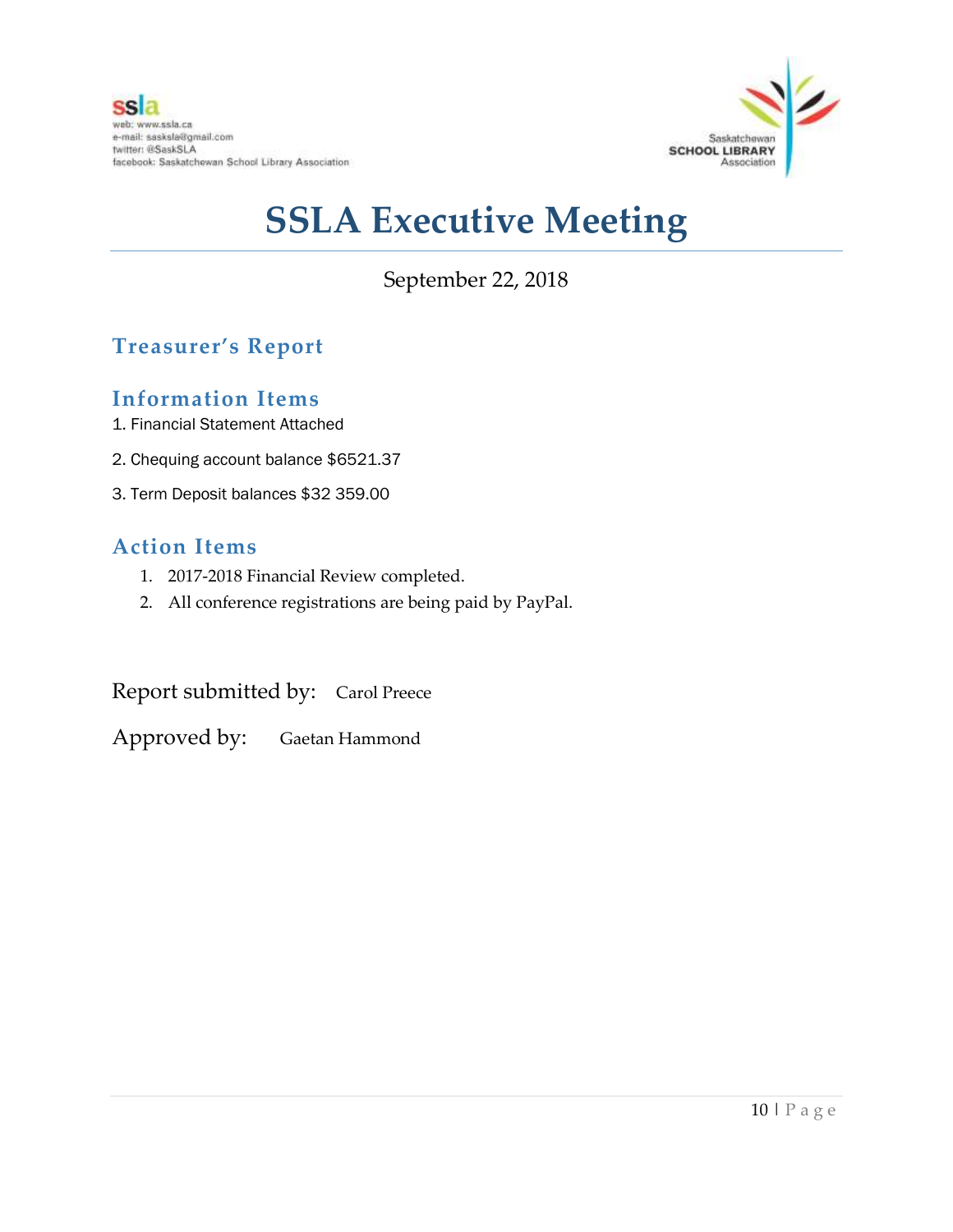# SSLA Executive Meeting

September 22, 2018

## Treasurer's Report

### Information Items

1. Financial Statement Attached
2. Chequing account balance $6521.37
3. Term Deposit balances $32 359.00

### Action Items

1. 2017-2018 Financial Review completed.
2. All conference registrations are being paid by PayPal.

Report submitted by: Carol Preece

Approved by: Gaetan Hammond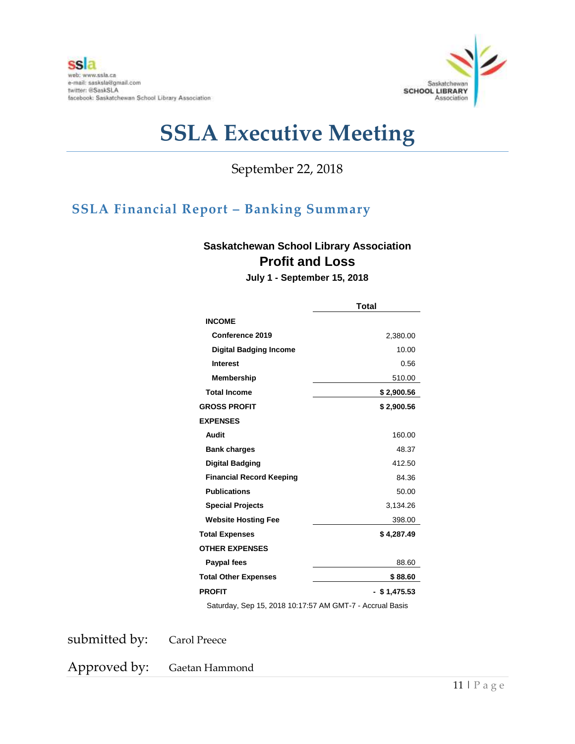ssla
web: www.ssla.ca
e-mail: sasksla@gmail.com
twitter: @SaskSLA
facebook: Saskatchewan School Library Association

Saskatchewan SCHOOL LIBRARY Association

# SSLA Executive Meeting

September 22, 2018

## SSLA Financial Report – Banking Summary

**Saskatchewan School Library Association**

**Profit and Loss**

**July 1 - September 15, 2018**

| | Total |
|---|---|
| **INCOME** | |
| **Conference 2019** | 2,380.00 |
| **Digital Badging Income** | 10.00 |
| **Interest** | 0.56 |
| **Membership** | 510.00 |
| **Total Income** | **$ 2,900.56** |
| **GROSS PROFIT** | **$ 2,900.56** |
| **EXPENSES** | |
| **Audit** | 160.00 |
| **Bank charges** | 48.37 |
| **Digital Badging** | 412.50 |
| **Financial Record Keeping** | 84.36 |
| **Publications** | 50.00 |
| **Special Projects** | 3,134.26 |
| **Website Hosting Fee** | 398.00 |
| **Total Expenses** | **$ 4,287.49** |
| **OTHER EXPENSES** | |
| **Paypal fees** | 88.60 |
| **Total Other Expenses** | **$ 88.60** |
| **PROFIT** | **- $ 1,475.53** |

Saturday, Sep 15, 2018 10:17:57 AM GMT-7 - Accrual Basis

submitted by: Carol Preece

Approved by: Gaetan Hammond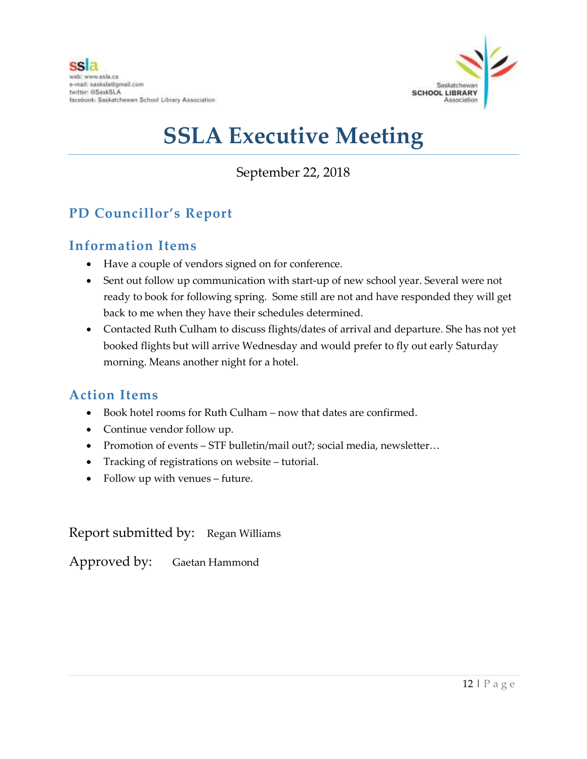ssla
web: www.ssla.ca
e-mail: sasksla@gmail.com
twitter: @SaskSLA
facebook: Saskatchewan School Library Association

Saskatchewan SCHOOL LIBRARY Association

# SSLA Executive Meeting

September 22, 2018

## PD Councillor's Report

### Information Items

- Have a couple of vendors signed on for conference.
- Sent out follow up communication with start-up of new school year. Several were not ready to book for following spring. Some still are not and have responded they will get back to me when they have their schedules determined.
- Contacted Ruth Culham to discuss flights/dates of arrival and departure. She has not yet booked flights but will arrive Wednesday and would prefer to fly out early Saturday morning. Means another night for a hotel.

### Action Items

- Book hotel rooms for Ruth Culham – now that dates are confirmed.
- Continue vendor follow up.
- Promotion of events – STF bulletin/mail out?; social media, newsletter…
- Tracking of registrations on website – tutorial.
- Follow up with venues – future.

Report submitted by: Regan Williams

Approved by: Gaetan Hammond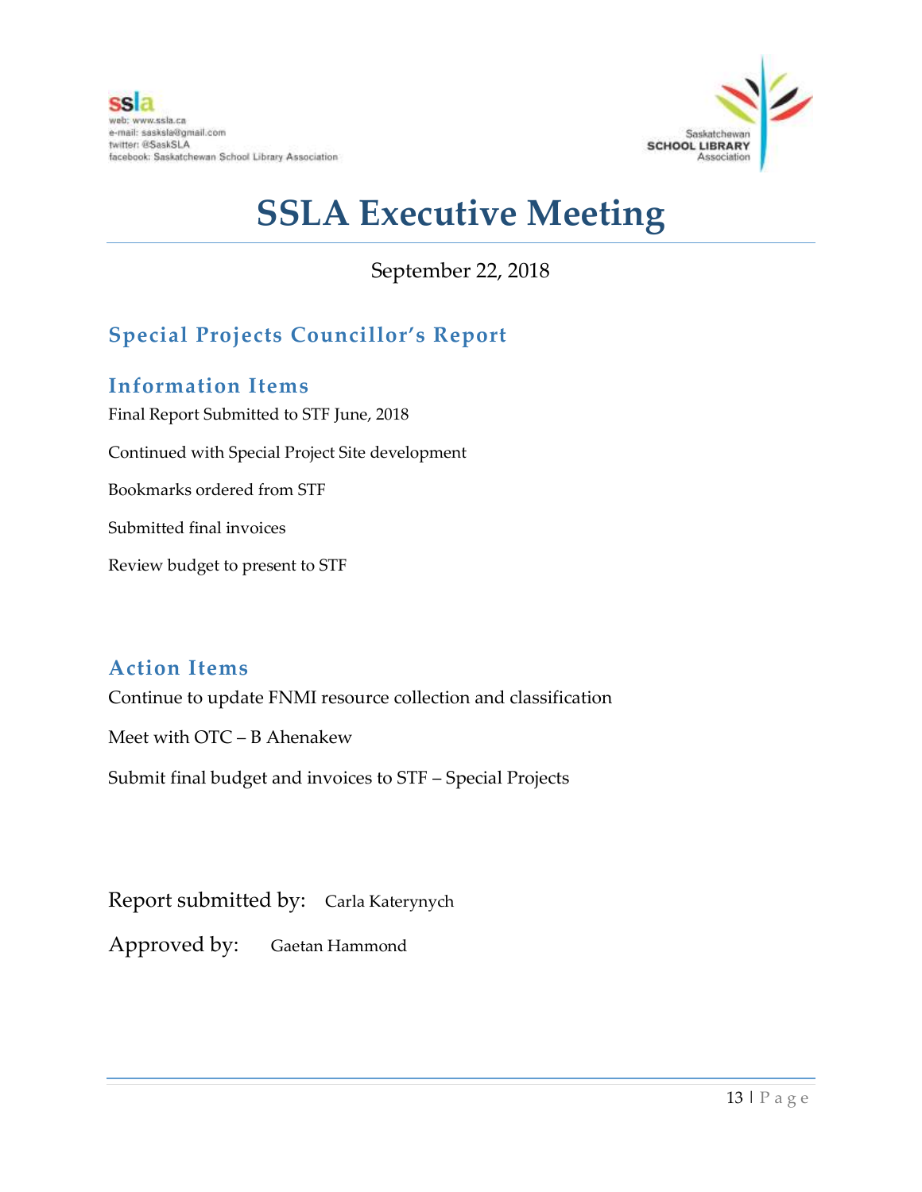ssla
web: www.ssla.ca
e-mail: sasksla@gmail.com
twitter: @SaskSLA
facebook: Saskatchewan School Library Association

Saskatchewan SCHOOL LIBRARY Association

# SSLA Executive Meeting

September 22, 2018

## Special Projects Councillor's Report

### Information Items

Final Report Submitted to STF June, 2018

Continued with Special Project Site development

Bookmarks ordered from STF

Submitted final invoices

Review budget to present to STF

### Action Items

Continue to update FNMI resource collection and classification

Meet with OTC – B Ahenakew

Submit final budget and invoices to STF – Special Projects

Report submitted by: Carla Katerynych

Approved by: Gaetan Hammond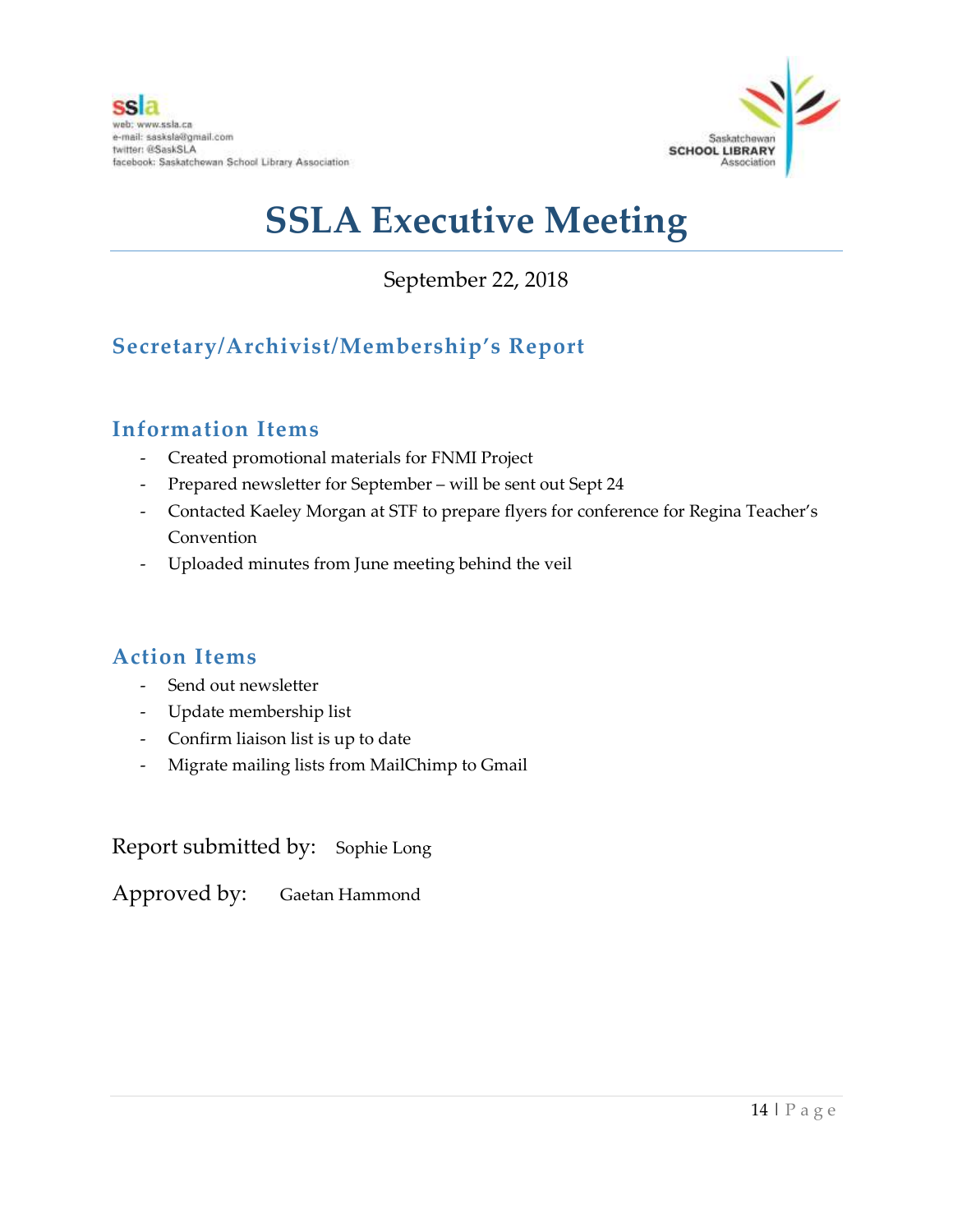ssla
web: www.ssla.ca
e-mail: sasksla@gmail.com
twitter: @SaskSLA
facebook: Saskatchewan School Library Association

Saskatchewan SCHOOL LIBRARY Association

# SSLA Executive Meeting

September 22, 2018

## Secretary/Archivist/Membership's Report

### Information Items

- Created promotional materials for FNMI Project
- Prepared newsletter for September – will be sent out Sept 24
- Contacted Kaeley Morgan at STF to prepare flyers for conference for Regina Teacher's Convention
- Uploaded minutes from June meeting behind the veil

### Action Items

- Send out newsletter
- Update membership list
- Confirm liaison list is up to date
- Migrate mailing lists from MailChimp to Gmail

Report submitted by: Sophie Long

Approved by: Gaetan Hammond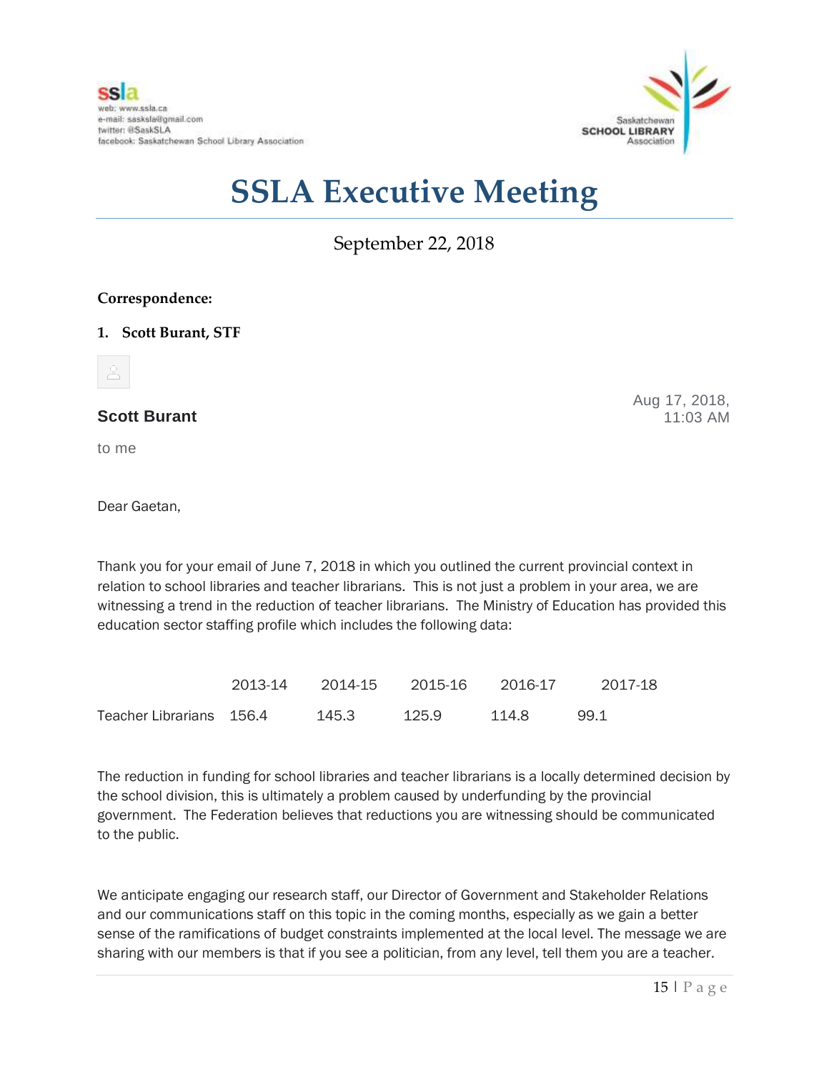ssla
web: www.ssla.ca
e-mail: sasksla@gmail.com
twitter: @SaskSLA
facebook: Saskatchewan School Library Association

Saskatchewan SCHOOL LIBRARY Association

# SSLA Executive Meeting

September 22, 2018

**Correspondence:**

**1. Scott Burant, STF**

**Scott Burant**

Aug 17, 2018, 11:03 AM

to me

Dear Gaetan,

Thank you for your email of June 7, 2018 in which you outlined the current provincial context in relation to school libraries and teacher librarians. This is not just a problem in your area, we are witnessing a trend in the reduction of teacher librarians. The Ministry of Education has provided this education sector staffing profile which includes the following data:

| | 2013-14 | 2014-15 | 2015-16 | 2016-17 | 2017-18 |
|---|---|---|---|---|---|
| Teacher Librarians | 156.4 | 145.3 | 125.9 | 114.8 | 99.1 |

The reduction in funding for school libraries and teacher librarians is a locally determined decision by the school division, this is ultimately a problem caused by underfunding by the provincial government. The Federation believes that reductions you are witnessing should be communicated to the public.

We anticipate engaging our research staff, our Director of Government and Stakeholder Relations and our communications staff on this topic in the coming months, especially as we gain a better sense of the ramifications of budget constraints implemented at the local level. The message we are sharing with our members is that if you see a politician, from any level, tell them you are a teacher.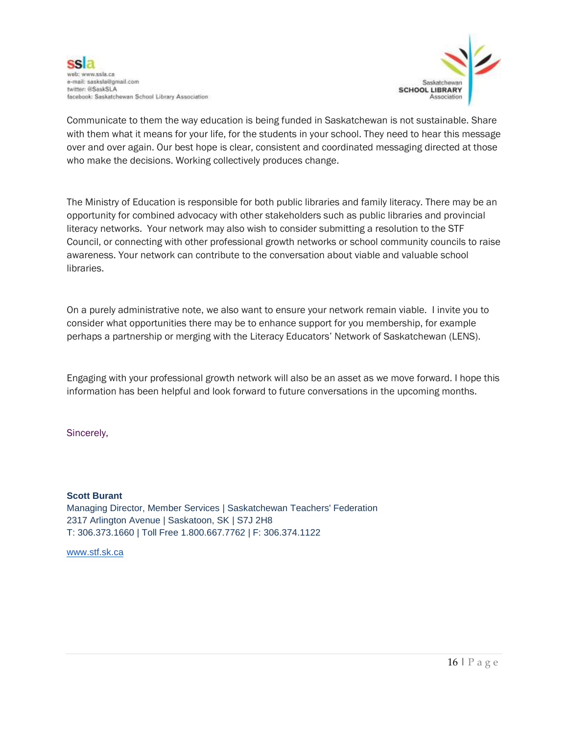Communicate to them the way education is being funded in Saskatchewan is not sustainable. Share with them what it means for your life, for the students in your school. They need to hear this message over and over again. Our best hope is clear, consistent and coordinated messaging directed at those who make the decisions. Working collectively produces change.

The Ministry of Education is responsible for both public libraries and family literacy. There may be an opportunity for combined advocacy with other stakeholders such as public libraries and provincial literacy networks.  Your network may also wish to consider submitting a resolution to the STF Council, or connecting with other professional growth networks or school community councils to raise awareness. Your network can contribute to the conversation about viable and valuable school libraries.

On a purely administrative note, we also want to ensure your network remain viable.  I invite you to consider what opportunities there may be to enhance support for you membership, for example perhaps a partnership or merging with the Literacy Educators' Network of Saskatchewan (LENS).

Engaging with your professional growth network will also be an asset as we move forward. I hope this information has been helpful and look forward to future conversations in the upcoming months.

Sincerely,

**Scott Burant**
Managing Director, Member Services | Saskatchewan Teachers' Federation
2317 Arlington Avenue | Saskatoon, SK | S7J 2H8
T: 306.373.1660 | Toll Free 1.800.667.7762 | F: 306.374.1122

www.stf.sk.ca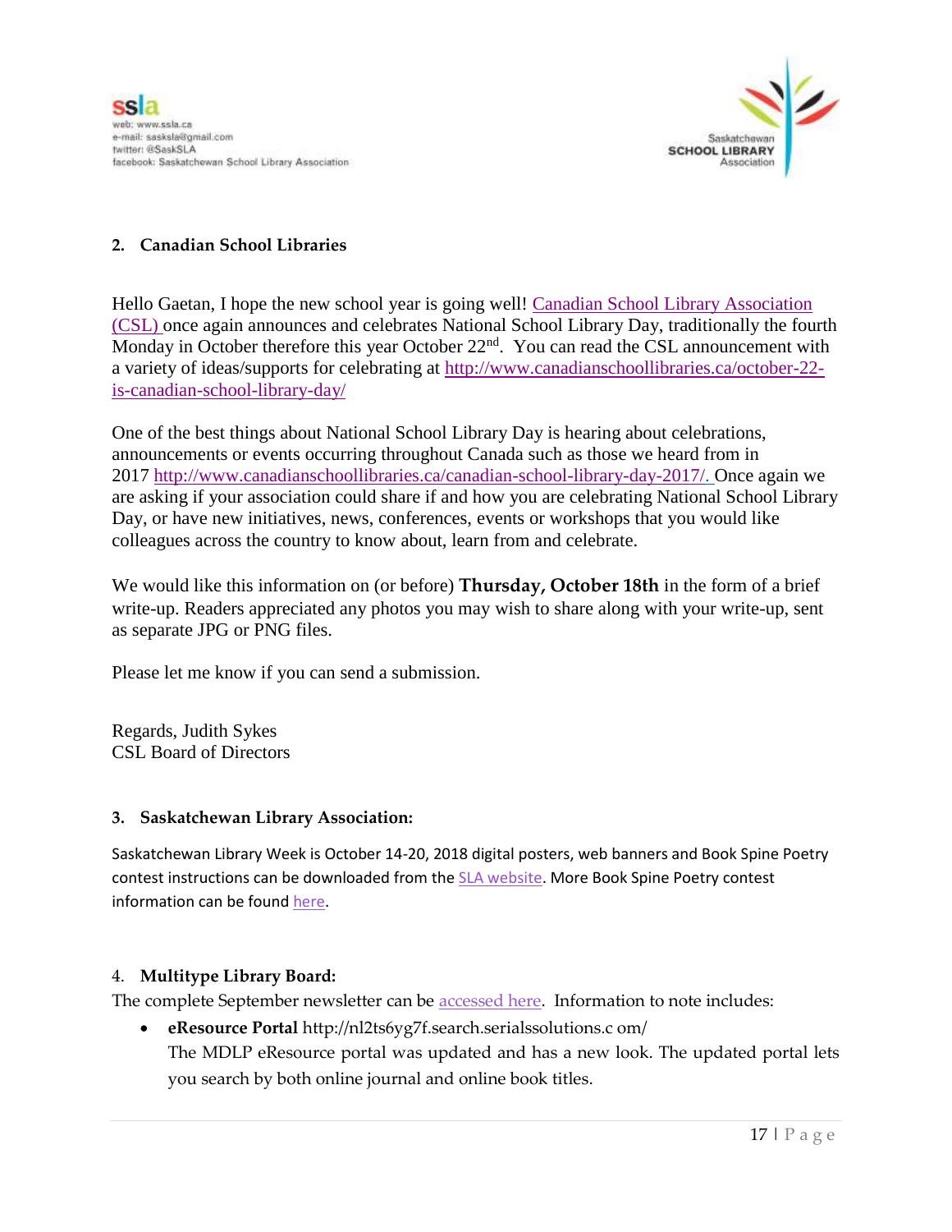**2. Canadian School Libraries**

Hello Gaetan, I hope the new school year is going well! Canadian School Library Association (CSL) once again announces and celebrates National School Library Day, traditionally the fourth Monday in October therefore this year October 22nd. You can read the CSL announcement with a variety of ideas/supports for celebrating at http://www.canadianschoollibraries.ca/october-22-is-canadian-school-library-day/

One of the best things about National School Library Day is hearing about celebrations, announcements or events occurring throughout Canada such as those we heard from in 2017 http://www.canadianschoollibraries.ca/canadian-school-library-day-2017/. Once again we are asking if your association could share if and how you are celebrating National School Library Day, or have new initiatives, news, conferences, events or workshops that you would like colleagues across the country to know about, learn from and celebrate.

We would like this information on (or before) **Thursday, October 18th** in the form of a brief write-up. Readers appreciated any photos you may wish to share along with your write-up, sent as separate JPG or PNG files.

Please let me know if you can send a submission.

Regards, Judith Sykes
CSL Board of Directors

**3. Saskatchewan Library Association:**

Saskatchewan Library Week is October 14-20, 2018 digital posters, web banners and Book Spine Poetry contest instructions can be downloaded from the SLA website. More Book Spine Poetry contest information can be found here.

4. **Multitype Library Board:**

The complete September newsletter can be accessed here. Information to note includes:

- **eResource Portal** http://nl2ts6yg7f.search.serialssolutions.c om/
  The MDLP eResource portal was updated and has a new look. The updated portal lets you search by both online journal and online book titles.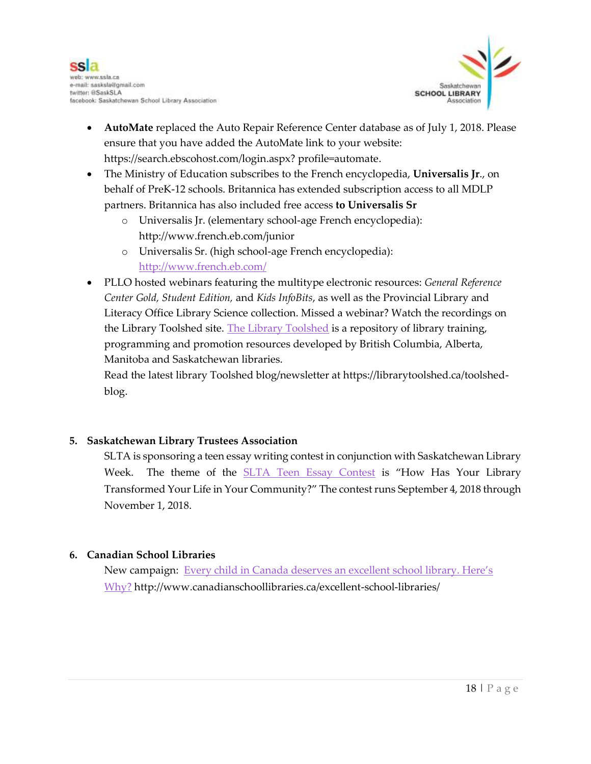- **AutoMate** replaced the Auto Repair Reference Center database as of July 1, 2018. Please ensure that you have added the AutoMate link to your website: https://search.ebscohost.com/login.aspx? profile=automate.
- The Ministry of Education subscribes to the French encyclopedia, **Universalis Jr**., on behalf of PreK-12 schools. Britannica has extended subscription access to all MDLP partners. Britannica has also included free access **to Universalis Sr**
  - Universalis Jr. (elementary school-age French encyclopedia): http://www.french.eb.com/junior
  - Universalis Sr. (high school-age French encyclopedia): http://www.french.eb.com/
- PLLO hosted webinars featuring the multitype electronic resources: *General Reference Center Gold, Student Edition,* and *Kids InfoBits*, as well as the Provincial Library and Literacy Office Library Science collection. Missed a webinar? Watch the recordings on the Library Toolshed site. The Library Toolshed is a repository of library training, programming and promotion resources developed by British Columbia, Alberta, Manitoba and Saskatchewan libraries.

  Read the latest library Toolshed blog/newsletter at https://librarytoolshed.ca/toolshed-blog.

**5. Saskatchewan Library Trustees Association**

SLTA is sponsoring a teen essay writing contest in conjunction with Saskatchewan Library Week. The theme of the SLTA Teen Essay Contest is “How Has Your Library Transformed Your Life in Your Community?” The contest runs September 4, 2018 through November 1, 2018.

**6. Canadian School Libraries**

New campaign: Every child in Canada deserves an excellent school library. Here’s Why? http://www.canadianschoollibraries.ca/excellent-school-libraries/